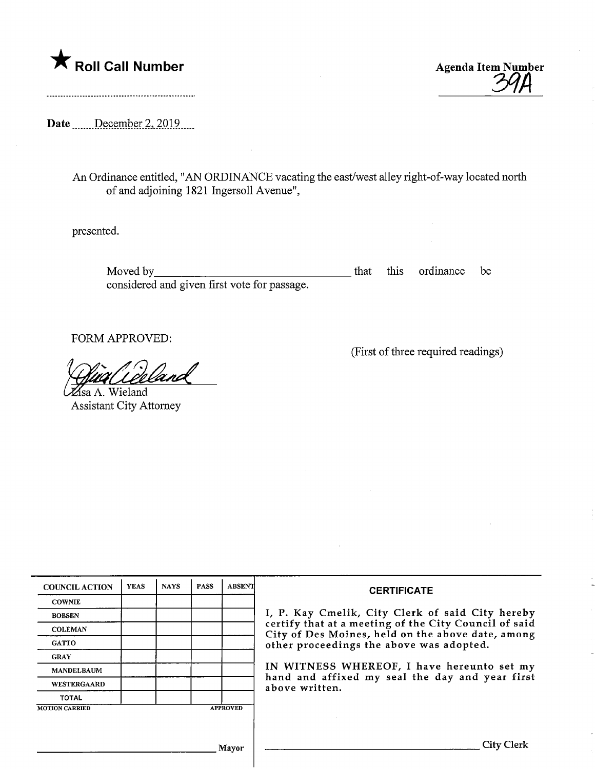★ **Roll Call Number**

**Agenda Item Number**
39A

Date December 2, 2019

An Ordinance entitled, "AN ORDINANCE vacating the east/west alley right-of-way located north of and adjoining 1821 Ingersoll Avenue",

presented.

Moved by\_\_\_\_\_\_\_\_\_\_\_\_\_\_\_\_\_\_\_\_\_\_\_\_\_\_\_\_\_\_ that this ordinance be considered and given first vote for passage.

FORM APPROVED:

(First of three required readings)

Lisa A. Wieland
Assistant City Attorney

| COUNCIL ACTION | YEAS | NAYS | PASS | ABSENT |
|---|---|---|---|---|
| COWNIE | | | | |
| BOESEN | | | | |
| COLEMAN | | | | |
| GATTO | | | | |
| GRAY | | | | |
| MANDELBAUM | | | | |
| WESTERGAARD | | | | |
| TOTAL | | | | |

MOTION CARRIED APPROVED

\_\_\_\_\_\_\_\_\_\_\_\_\_\_\_\_\_\_\_\_\_\_\_\_\_\_\_\_ Mayor

**CERTIFICATE**

I, P. Kay Cmelik, City Clerk of said City hereby certify that at a meeting of the City Council of said City of Des Moines, held on the above date, among other proceedings the above was adopted.

IN WITNESS WHEREOF, I have hereunto set my hand and affixed my seal the day and year first above written.

\_\_\_\_\_\_\_\_\_\_\_\_\_\_\_\_\_\_\_\_\_\_\_\_\_\_\_\_ City Clerk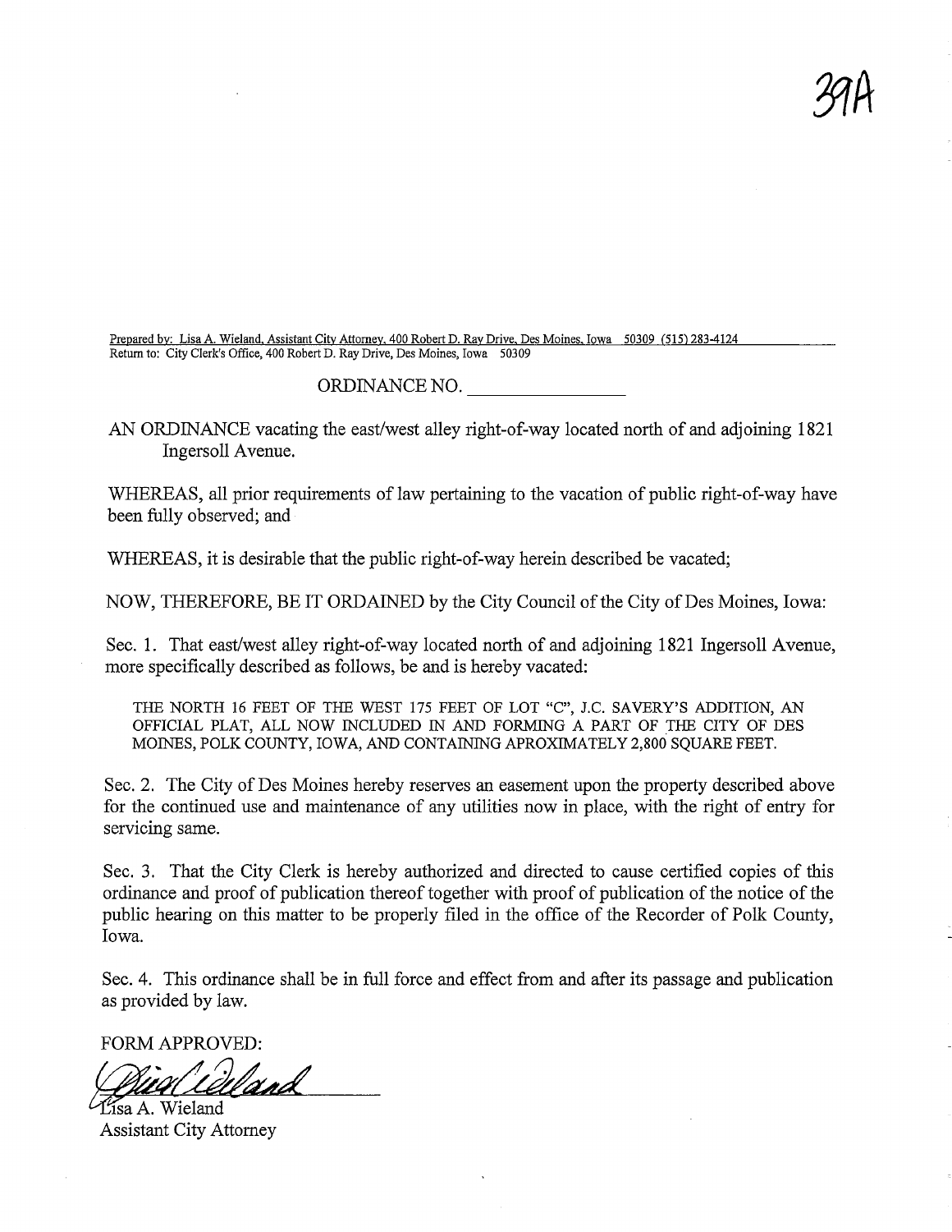39A

Prepared by: Lisa A. Wieland, Assistant City Attorney, 400 Robert D. Ray Drive, Des Moines, Iowa 50309 (515) 283-4124
Return to: City Clerk's Office, 400 Robert D. Ray Drive, Des Moines, Iowa 50309

ORDINANCE NO. ________________

AN ORDINANCE vacating the east/west alley right-of-way located north of and adjoining 1821 Ingersoll Avenue.

WHEREAS, all prior requirements of law pertaining to the vacation of public right-of-way have been fully observed; and

WHEREAS, it is desirable that the public right-of-way herein described be vacated;

NOW, THEREFORE, BE IT ORDAINED by the City Council of the City of Des Moines, Iowa:

Sec. 1. That east/west alley right-of-way located north of and adjoining 1821 Ingersoll Avenue, more specifically described as follows, be and is hereby vacated:

THE NORTH 16 FEET OF THE WEST 175 FEET OF LOT "C", J.C. SAVERY'S ADDITION, AN OFFICIAL PLAT, ALL NOW INCLUDED IN AND FORMING A PART OF THE CITY OF DES MOINES, POLK COUNTY, IOWA, AND CONTAINING APROXIMATELY 2,800 SQUARE FEET.

Sec. 2. The City of Des Moines hereby reserves an easement upon the property described above for the continued use and maintenance of any utilities now in place, with the right of entry for servicing same.

Sec. 3. That the City Clerk is hereby authorized and directed to cause certified copies of this ordinance and proof of publication thereof together with proof of publication of the notice of the public hearing on this matter to be properly filed in the office of the Recorder of Polk County, Iowa.

Sec. 4. This ordinance shall be in full force and effect from and after its passage and publication as provided by law.

FORM APPROVED:

Lisa A. Wieland
Assistant City Attorney